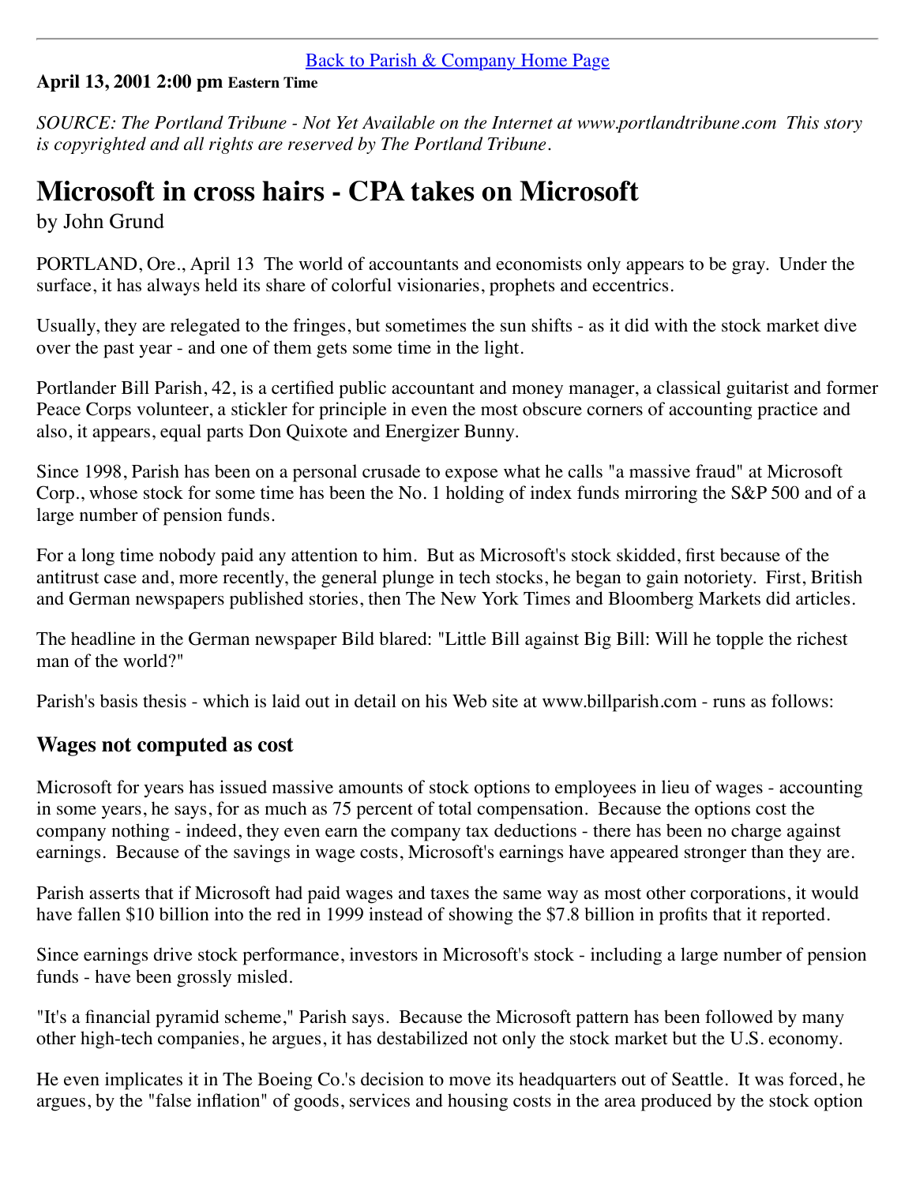[Back to Parish & Company Home Page]

**April 13, 2001 2:00 pm Eastern Time**

*SOURCE: The Portland Tribune - Not Yet Available on the Internet at www.portlandtribune.com This story is copyrighted and all rights are reserved by The Portland Tribune.*

# Microsoft in cross hairs - CPA takes on Microsoft

by John Grund

PORTLAND, Ore., April 13 The world of accountants and economists only appears to be gray. Under the surface, it has always held its share of colorful visionaries, prophets and eccentrics.

Usually, they are relegated to the fringes, but sometimes the sun shifts - as it did with the stock market dive over the past year - and one of them gets some time in the light.

Portlander Bill Parish, 42, is a certified public accountant and money manager, a classical guitarist and former Peace Corps volunteer, a stickler for principle in even the most obscure corners of accounting practice and also, it appears, equal parts Don Quixote and Energizer Bunny.

Since 1998, Parish has been on a personal crusade to expose what he calls "a massive fraud" at Microsoft Corp., whose stock for some time has been the No. 1 holding of index funds mirroring the S&P 500 and of a large number of pension funds.

For a long time nobody paid any attention to him. But as Microsoft's stock skidded, first because of the antitrust case and, more recently, the general plunge in tech stocks, he began to gain notoriety. First, British and German newspapers published stories, then The New York Times and Bloomberg Markets did articles.

The headline in the German newspaper Bild blared: "Little Bill against Big Bill: Will he topple the richest man of the world?"

Parish's basis thesis - which is laid out in detail on his Web site at www.billparish.com - runs as follows:

## Wages not computed as cost

Microsoft for years has issued massive amounts of stock options to employees in lieu of wages - accounting in some years, he says, for as much as 75 percent of total compensation. Because the options cost the company nothing - indeed, they even earn the company tax deductions - there has been no charge against earnings. Because of the savings in wage costs, Microsoft's earnings have appeared stronger than they are.

Parish asserts that if Microsoft had paid wages and taxes the same way as most other corporations, it would have fallen $10 billion into the red in 1999 instead of showing the $7.8 billion in profits that it reported.

Since earnings drive stock performance, investors in Microsoft's stock - including a large number of pension funds - have been grossly misled.

"It's a financial pyramid scheme," Parish says. Because the Microsoft pattern has been followed by many other high-tech companies, he argues, it has destabilized not only the stock market but the U.S. economy.

He even implicates it in The Boeing Co.'s decision to move its headquarters out of Seattle. It was forced, he argues, by the "false inflation" of goods, services and housing costs in the area produced by the stock option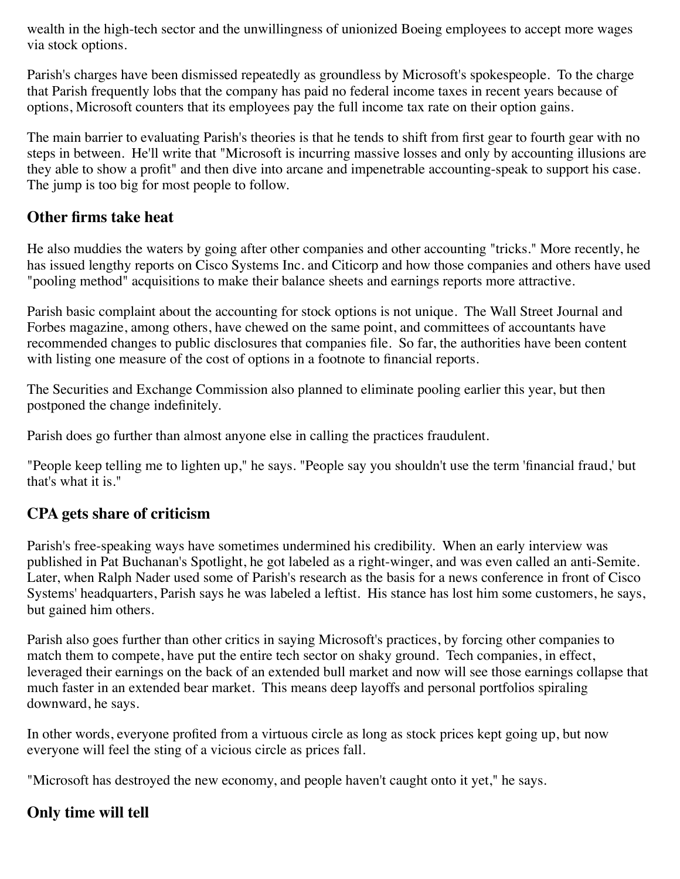wealth in the high-tech sector and the unwillingness of unionized Boeing employees to accept more wages via stock options.

Parish's charges have been dismissed repeatedly as groundless by Microsoft's spokespeople. To the charge that Parish frequently lobs that the company has paid no federal income taxes in recent years because of options, Microsoft counters that its employees pay the full income tax rate on their option gains.

The main barrier to evaluating Parish's theories is that he tends to shift from first gear to fourth gear with no steps in between. He'll write that "Microsoft is incurring massive losses and only by accounting illusions are they able to show a profit" and then dive into arcane and impenetrable accounting-speak to support his case. The jump is too big for most people to follow.

## Other firms take heat

He also muddies the waters by going after other companies and other accounting "tricks." More recently, he has issued lengthy reports on Cisco Systems Inc. and Citicorp and how those companies and others have used "pooling method" acquisitions to make their balance sheets and earnings reports more attractive.

Parish basic complaint about the accounting for stock options is not unique. The Wall Street Journal and Forbes magazine, among others, have chewed on the same point, and committees of accountants have recommended changes to public disclosures that companies file. So far, the authorities have been content with listing one measure of the cost of options in a footnote to financial reports.

The Securities and Exchange Commission also planned to eliminate pooling earlier this year, but then postponed the change indefinitely.

Parish does go further than almost anyone else in calling the practices fraudulent.

"People keep telling me to lighten up," he says. "People say you shouldn't use the term 'financial fraud,' but that's what it is."

## CPA gets share of criticism

Parish's free-speaking ways have sometimes undermined his credibility. When an early interview was published in Pat Buchanan's Spotlight, he got labeled as a right-winger, and was even called an anti-Semite. Later, when Ralph Nader used some of Parish's research as the basis for a news conference in front of Cisco Systems' headquarters, Parish says he was labeled a leftist. His stance has lost him some customers, he says, but gained him others.

Parish also goes further than other critics in saying Microsoft's practices, by forcing other companies to match them to compete, have put the entire tech sector on shaky ground. Tech companies, in effect, leveraged their earnings on the back of an extended bull market and now will see those earnings collapse that much faster in an extended bear market. This means deep layoffs and personal portfolios spiraling downward, he says.

In other words, everyone profited from a virtuous circle as long as stock prices kept going up, but now everyone will feel the sting of a vicious circle as prices fall.

"Microsoft has destroyed the new economy, and people haven't caught onto it yet," he says.

## Only time will tell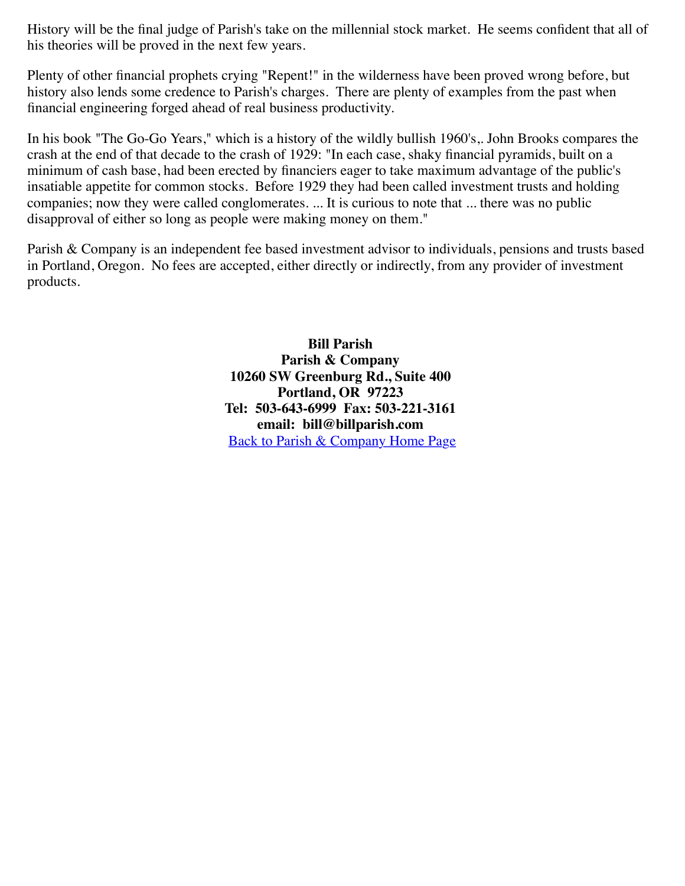History will be the final judge of Parish's take on the millennial stock market. He seems confident that all of his theories will be proved in the next few years.

Plenty of other financial prophets crying "Repent!" in the wilderness have been proved wrong before, but history also lends some credence to Parish's charges. There are plenty of examples from the past when financial engineering forged ahead of real business productivity.

In his book "The Go-Go Years," which is a history of the wildly bullish 1960's,. John Brooks compares the crash at the end of that decade to the crash of 1929: "In each case, shaky financial pyramids, built on a minimum of cash base, had been erected by financiers eager to take maximum advantage of the public's insatiable appetite for common stocks. Before 1929 they had been called investment trusts and holding companies; now they were called conglomerates. ... It is curious to note that ... there was no public disapproval of either so long as people were making money on them."

Parish & Company is an independent fee based investment advisor to individuals, pensions and trusts based in Portland, Oregon. No fees are accepted, either directly or indirectly, from any provider of investment products.

**Bill Parish**
**Parish & Company**
**10260 SW Greenburg Rd., Suite 400**
**Portland, OR 97223**
**Tel: 503-643-6999 Fax: 503-221-3161**
**email: bill@billparish.com**
Back to Parish & Company Home Page